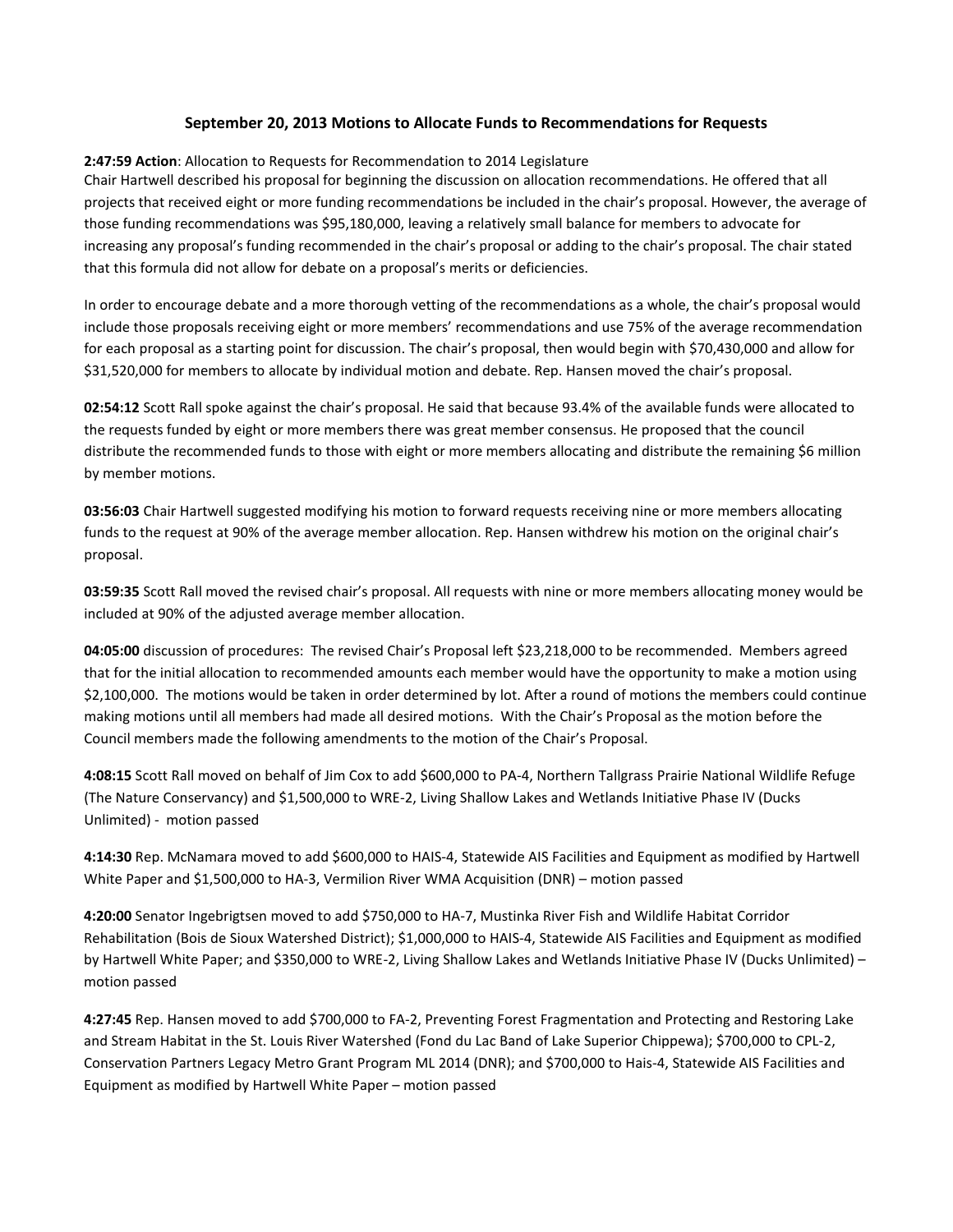## September 20, 2013 Motions to Allocate Funds to Recommendations for Requests

**2:47:59 Action**: Allocation to Requests for Recommendation to 2014 Legislature

Chair Hartwell described his proposal for beginning the discussion on allocation recommendations. He offered that all projects that received eight or more funding recommendations be included in the chair's proposal. However, the average of those funding recommendations was $95,180,000, leaving a relatively small balance for members to advocate for increasing any proposal's funding recommended in the chair's proposal or adding to the chair's proposal. The chair stated that this formula did not allow for debate on a proposal's merits or deficiencies.

In order to encourage debate and a more thorough vetting of the recommendations as a whole, the chair's proposal would include those proposals receiving eight or more members' recommendations and use 75% of the average recommendation for each proposal as a starting point for discussion. The chair's proposal, then would begin with $70,430,000 and allow for $31,520,000 for members to allocate by individual motion and debate. Rep. Hansen moved the chair's proposal.

**02:54:12** Scott Rall spoke against the chair's proposal. He said that because 93.4% of the available funds were allocated to the requests funded by eight or more members there was great member consensus. He proposed that the council distribute the recommended funds to those with eight or more members allocating and distribute the remaining $6 million by member motions.

**03:56:03** Chair Hartwell suggested modifying his motion to forward requests receiving nine or more members allocating funds to the request at 90% of the average member allocation. Rep. Hansen withdrew his motion on the original chair's proposal.

**03:59:35** Scott Rall moved the revised chair's proposal. All requests with nine or more members allocating money would be included at 90% of the adjusted average member allocation.

**04:05:00** discussion of procedures: The revised Chair's Proposal left $23,218,000 to be recommended. Members agreed that for the initial allocation to recommended amounts each member would have the opportunity to make a motion using $2,100,000. The motions would be taken in order determined by lot. After a round of motions the members could continue making motions until all members had made all desired motions. With the Chair's Proposal as the motion before the Council members made the following amendments to the motion of the Chair's Proposal.

**4:08:15** Scott Rall moved on behalf of Jim Cox to add $600,000 to PA-4, Northern Tallgrass Prairie National Wildlife Refuge (The Nature Conservancy) and $1,500,000 to WRE-2, Living Shallow Lakes and Wetlands Initiative Phase IV (Ducks Unlimited) - motion passed

**4:14:30** Rep. McNamara moved to add $600,000 to HAIS-4, Statewide AIS Facilities and Equipment as modified by Hartwell White Paper and $1,500,000 to HA-3, Vermilion River WMA Acquisition (DNR) – motion passed

**4:20:00** Senator Ingebrigtsen moved to add $750,000 to HA-7, Mustinka River Fish and Wildlife Habitat Corridor Rehabilitation (Bois de Sioux Watershed District); $1,000,000 to HAIS-4, Statewide AIS Facilities and Equipment as modified by Hartwell White Paper; and $350,000 to WRE-2, Living Shallow Lakes and Wetlands Initiative Phase IV (Ducks Unlimited) – motion passed

**4:27:45** Rep. Hansen moved to add $700,000 to FA-2, Preventing Forest Fragmentation and Protecting and Restoring Lake and Stream Habitat in the St. Louis River Watershed (Fond du Lac Band of Lake Superior Chippewa); $700,000 to CPL-2, Conservation Partners Legacy Metro Grant Program ML 2014 (DNR); and $700,000 to Hais-4, Statewide AIS Facilities and Equipment as modified by Hartwell White Paper – motion passed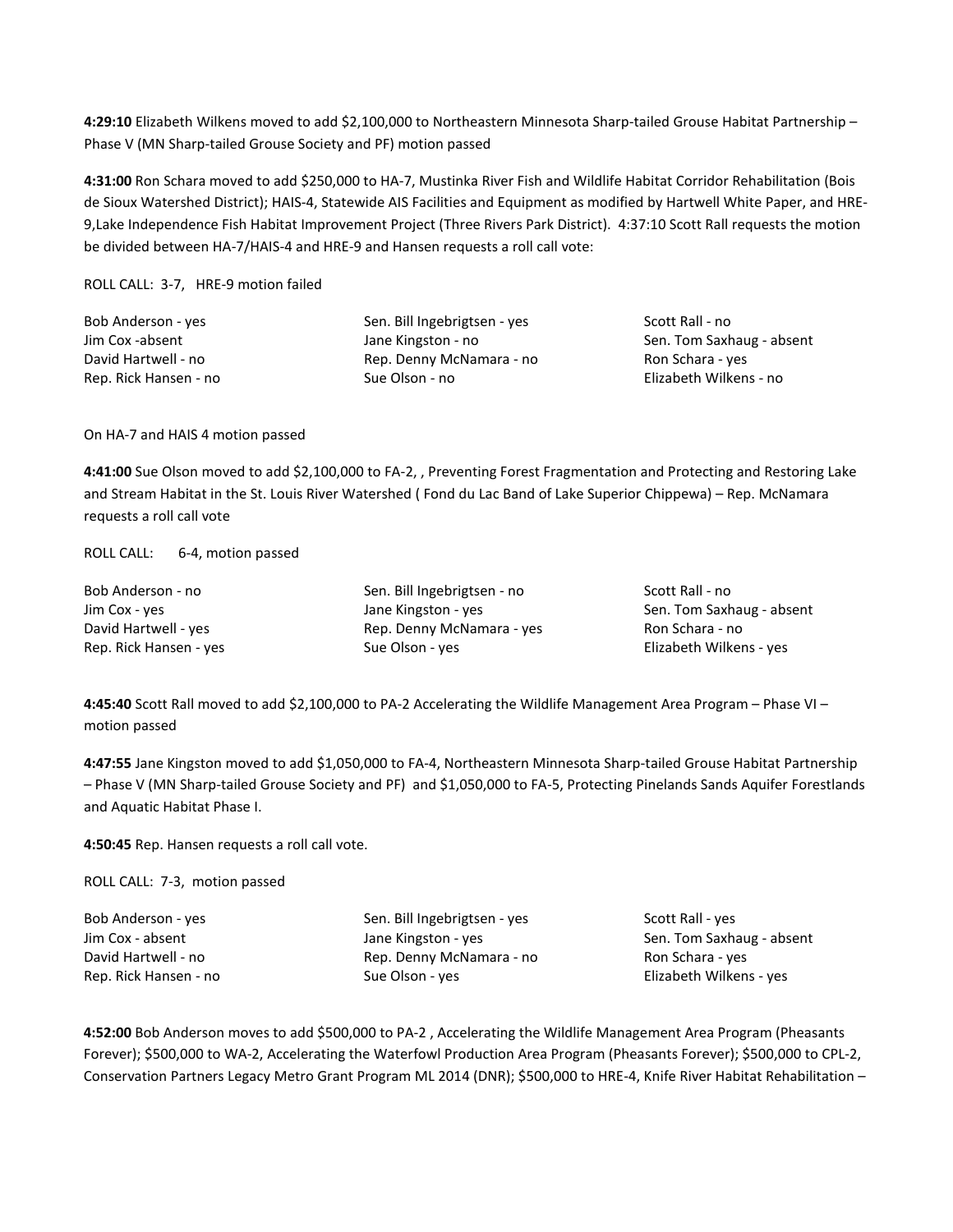**4:29:10** Elizabeth Wilkens moved to add $2,100,000 to Northeastern Minnesota Sharp-tailed Grouse Habitat Partnership – Phase V (MN Sharp-tailed Grouse Society and PF) motion passed

**4:31:00** Ron Schara moved to add $250,000 to HA-7, Mustinka River Fish and Wildlife Habitat Corridor Rehabilitation (Bois de Sioux Watershed District); HAIS-4, Statewide AIS Facilities and Equipment as modified by Hartwell White Paper, and HRE-9,Lake Independence Fish Habitat Improvement Project (Three Rivers Park District). 4:37:10 Scott Rall requests the motion be divided between HA-7/HAIS-4 and HRE-9 and Hansen requests a roll call vote:

ROLL CALL: 3-7, HRE-9 motion failed

| | | |
|---|---|---|
| Bob Anderson - yes | Sen. Bill Ingebrigtsen - yes | Scott Rall - no |
| Jim Cox -absent | Jane Kingston - no | Sen. Tom Saxhaug - absent |
| David Hartwell - no | Rep. Denny McNamara - no | Ron Schara - yes |
| Rep. Rick Hansen - no | Sue Olson - no | Elizabeth Wilkens - no |

On HA-7 and HAIS 4 motion passed

**4:41:00** Sue Olson moved to add $2,100,000 to FA-2, , Preventing Forest Fragmentation and Protecting and Restoring Lake and Stream Habitat in the St. Louis River Watershed ( Fond du Lac Band of Lake Superior Chippewa) – Rep. McNamara requests a roll call vote

ROLL CALL: 6-4, motion passed

| | | |
|---|---|---|
| Bob Anderson - no | Sen. Bill Ingebrigtsen - no | Scott Rall - no |
| Jim Cox - yes | Jane Kingston - yes | Sen. Tom Saxhaug - absent |
| David Hartwell - yes | Rep. Denny McNamara - yes | Ron Schara - no |
| Rep. Rick Hansen - yes | Sue Olson - yes | Elizabeth Wilkens - yes |

**4:45:40** Scott Rall moved to add $2,100,000 to PA-2 Accelerating the Wildlife Management Area Program – Phase VI – motion passed

**4:47:55** Jane Kingston moved to add $1,050,000 to FA-4, Northeastern Minnesota Sharp-tailed Grouse Habitat Partnership – Phase V (MN Sharp-tailed Grouse Society and PF) and $1,050,000 to FA-5, Protecting Pinelands Sands Aquifer Forestlands and Aquatic Habitat Phase I.

**4:50:45** Rep. Hansen requests a roll call vote.

ROLL CALL: 7-3, motion passed

| | | |
|---|---|---|
| Bob Anderson - yes | Sen. Bill Ingebrigtsen - yes | Scott Rall - yes |
| Jim Cox - absent | Jane Kingston - yes | Sen. Tom Saxhaug - absent |
| David Hartwell - no | Rep. Denny McNamara - no | Ron Schara - yes |
| Rep. Rick Hansen - no | Sue Olson - yes | Elizabeth Wilkens - yes |

**4:52:00** Bob Anderson moves to add $500,000 to PA-2 , Accelerating the Wildlife Management Area Program (Pheasants Forever); $500,000 to WA-2, Accelerating the Waterfowl Production Area Program (Pheasants Forever); $500,000 to CPL-2, Conservation Partners Legacy Metro Grant Program ML 2014 (DNR); $500,000 to HRE-4, Knife River Habitat Rehabilitation –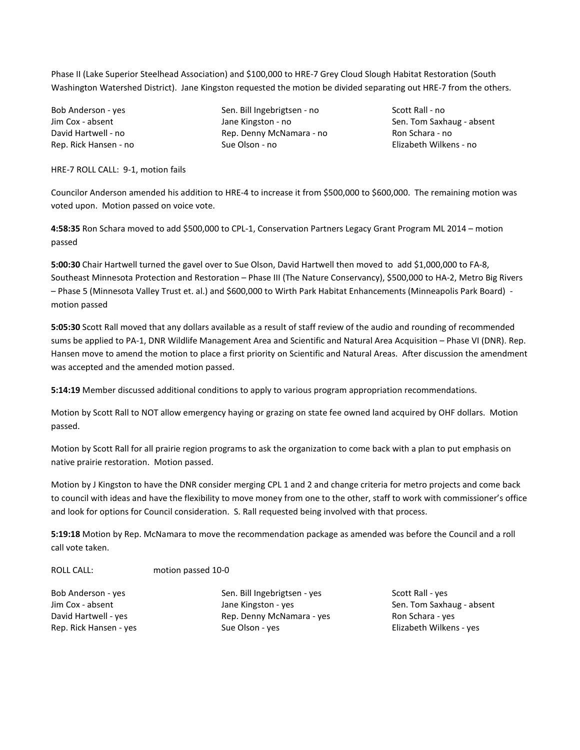Phase II (Lake Superior Steelhead Association) and $100,000 to HRE-7 Grey Cloud Slough Habitat Restoration (South Washington Watershed District). Jane Kingston requested the motion be divided separating out HRE-7 from the others.

| | | |
|---|---|---|
| Bob Anderson - yes | Sen. Bill Ingebrigtsen - no | Scott Rall - no |
| Jim Cox - absent | Jane Kingston - no | Sen. Tom Saxhaug - absent |
| David Hartwell - no | Rep. Denny McNamara - no | Ron Schara - no |
| Rep. Rick Hansen - no | Sue Olson - no | Elizabeth Wilkens - no |

HRE-7 ROLL CALL: 9-1, motion fails

Councilor Anderson amended his addition to HRE-4 to increase it from $500,000 to $600,000. The remaining motion was voted upon. Motion passed on voice vote.

**4:58:35** Ron Schara moved to add $500,000 to CPL-1, Conservation Partners Legacy Grant Program ML 2014 – motion passed

**5:00:30** Chair Hartwell turned the gavel over to Sue Olson, David Hartwell then moved to add $1,000,000 to FA-8, Southeast Minnesota Protection and Restoration – Phase III (The Nature Conservancy), $500,000 to HA-2, Metro Big Rivers – Phase 5 (Minnesota Valley Trust et. al.) and $600,000 to Wirth Park Habitat Enhancements (Minneapolis Park Board) - motion passed

**5:05:30** Scott Rall moved that any dollars available as a result of staff review of the audio and rounding of recommended sums be applied to PA-1, DNR Wildlife Management Area and Scientific and Natural Area Acquisition – Phase VI (DNR). Rep. Hansen move to amend the motion to place a first priority on Scientific and Natural Areas. After discussion the amendment was accepted and the amended motion passed.

**5:14:19** Member discussed additional conditions to apply to various program appropriation recommendations.

Motion by Scott Rall to NOT allow emergency haying or grazing on state fee owned land acquired by OHF dollars. Motion passed.

Motion by Scott Rall for all prairie region programs to ask the organization to come back with a plan to put emphasis on native prairie restoration. Motion passed.

Motion by J Kingston to have the DNR consider merging CPL 1 and 2 and change criteria for metro projects and come back to council with ideas and have the flexibility to move money from one to the other, staff to work with commissioner's office and look for options for Council consideration. S. Rall requested being involved with that process.

**5:19:18** Motion by Rep. McNamara to move the recommendation package as amended was before the Council and a roll call vote taken.

ROLL CALL: motion passed 10-0

| | | |
|---|---|---|
| Bob Anderson - yes | Sen. Bill Ingebrigtsen - yes | Scott Rall - yes |
| Jim Cox - absent | Jane Kingston - yes | Sen. Tom Saxhaug - absent |
| David Hartwell - yes | Rep. Denny McNamara - yes | Ron Schara - yes |
| Rep. Rick Hansen - yes | Sue Olson - yes | Elizabeth Wilkens - yes |